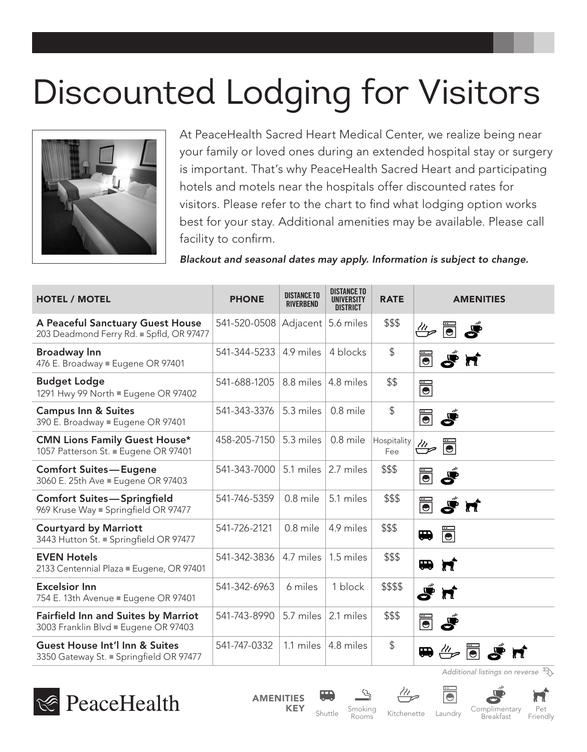# Discounted Lodging for Visitors

At PeaceHealth Sacred Heart Medical Center, we realize being near your family or loved ones during an extended hospital stay or surgery is important. That's why PeaceHealth Sacred Heart and participating hotels and motels near the hospitals offer discounted rates for visitors. Please refer to the chart to find what lodging option works best for your stay. Additional amenities may be available. Please call facility to confirm.

***Blackout and seasonal dates may apply. Information is subject to change.***

| HOTEL / MOTEL | PHONE | DISTANCE TO RIVERBEND | DISTANCE TO UNIVERSITY DISTRICT | RATE | AMENITIES |
|---|---|---|---|---|---|
| **A Peaceful Sanctuary Guest House**<br>203 Deadmond Ferry Rd. ▪ Spfld, OR 97477 | 541-520-0508 | Adjacent | 5.6 miles | $$$ | Kitchenette, Laundry, Complimentary Breakfast |
| **Broadway Inn**<br>476 E. Broadway ▪ Eugene OR 97401 | 541-344-5233 | 4.9 miles | 4 blocks | $ | Laundry, Complimentary Breakfast, Pet Friendly |
| **Budget Lodge**<br>1291 Hwy 99 North ▪ Eugene OR 97402 | 541-688-1205 | 8.8 miles | 4.8 miles | $$ | Laundry |
| **Campus Inn & Suites**<br>390 E. Broadway ▪ Eugene OR 97401 | 541-343-3376 | 5.3 miles | 0.8 mile | $ | Laundry, Complimentary Breakfast |
| **CMN Lions Family Guest House***<br>1057 Patterson St. ▪ Eugene OR 97401 | 458-205-7150 | 5.3 miles | 0.8 mile | Hospitality Fee | Kitchenette, Laundry |
| **Comfort Suites—Eugene**<br>3060 E. 25th Ave ▪ Eugene OR 97403 | 541-343-7000 | 5.1 miles | 2.7 miles | $$$ | Laundry, Complimentary Breakfast |
| **Comfort Suites—Springfield**<br>969 Kruse Way ▪ Springfield OR 97477 | 541-746-5359 | 0.8 mile | 5.1 miles | $$$ | Laundry, Complimentary Breakfast, Pet Friendly |
| **Courtyard by Marriott**<br>3443 Hutton St. ▪ Springfield OR 97477 | 541-726-2121 | 0.8 mile | 4.9 miles | $$$ | Shuttle, Laundry |
| **EVEN Hotels**<br>2133 Centennial Plaza ▪ Eugene, OR 97401 | 541-342-3836 | 4.7 miles | 1.5 miles | $$$ | Shuttle, Pet Friendly |
| **Excelsior Inn**<br>754 E. 13th Avenue ▪ Eugene OR 97401 | 541-342-6963 | 6 miles | 1 block | $$$$ | Complimentary Breakfast, Pet Friendly |
| **Fairfield Inn and Suites by Marriot**<br>3003 Franklin Blvd ▪ Eugene OR 97403 | 541-743-8990 | 5.7 miles | 2.1 miles | $$$ | Laundry, Complimentary Breakfast |
| **Guest House Int'l Inn & Suites**<br>3350 Gateway St. ▪ Springfield OR 97477 | 541-747-0332 | 1.1 miles | 4.8 miles | $ | Shuttle, Kitchenette, Laundry, Complimentary Breakfast, Pet Friendly |

*Additional listings on reverse*

PeaceHealth

**AMENITIES KEY**: Shuttle, Smoking Rooms, Kitchenette, Laundry, Complimentary Breakfast, Pet Friendly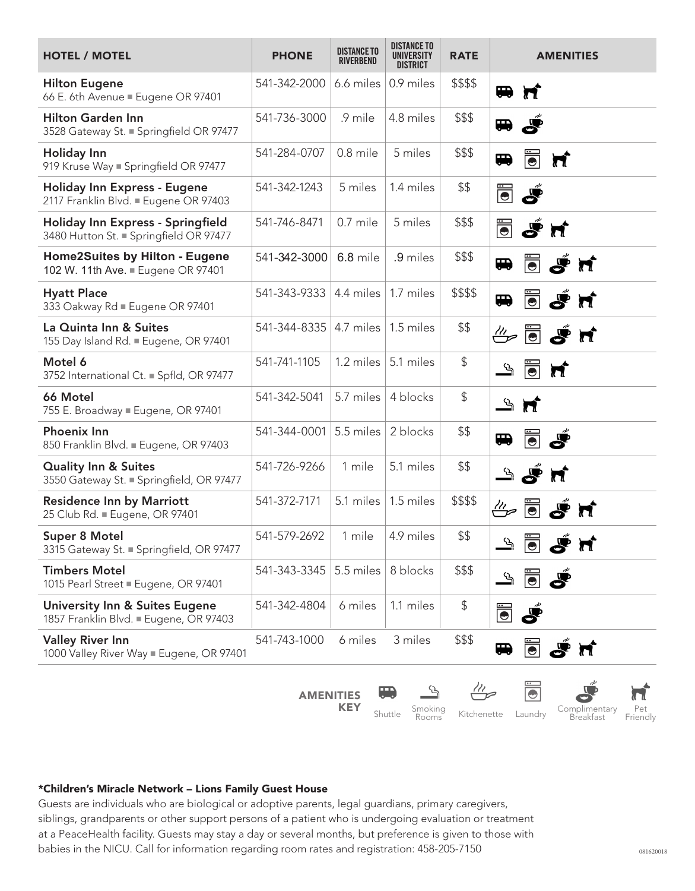| HOTEL / MOTEL | PHONE | DISTANCE TO RIVERBEND | DISTANCE TO UNIVERSITY DISTRICT | RATE | AMENITIES |
|---|---|---|---|---|---|
| **Hilton Eugene**<br>66 E. 6th Avenue ■ Eugene OR 97401 | 541-342-2000 | 6.6 miles | 0.9 miles | $$$$ | Shuttle, Pet Friendly |
| **Hilton Garden Inn**<br>3528 Gateway St. ■ Springfield OR 97477 | 541-736-3000 | .9 mile | 4.8 miles | $$$ | Shuttle, Complimentary Breakfast |
| **Holiday Inn**<br>919 Kruse Way ■ Springfield OR 97477 | 541-284-0707 | 0.8 mile | 5 miles | $$$ | Shuttle, Laundry, Pet Friendly |
| **Holiday Inn Express - Eugene**<br>2117 Franklin Blvd. ■ Eugene OR 97403 | 541-342-1243 | 5 miles | 1.4 miles | $$ | Laundry, Complimentary Breakfast |
| **Holiday Inn Express - Springfield**<br>3480 Hutton St. ■ Springfield OR 97477 | 541-746-8471 | 0.7 mile | 5 miles | $$$ | Laundry, Complimentary Breakfast, Pet Friendly |
| **Home2Suites by Hilton - Eugene**<br>102 W. 11th Ave. ■ Eugene OR 97401 | 541-342-3000 | 6.8 mile | .9 miles | $$$ | Shuttle, Laundry, Complimentary Breakfast, Pet Friendly |
| **Hyatt Place**<br>333 Oakway Rd ■ Eugene OR 97401 | 541-343-9333 | 4.4 miles | 1.7 miles | $$$$ | Shuttle, Laundry, Complimentary Breakfast, Pet Friendly |
| **La Quinta Inn & Suites**<br>155 Day Island Rd. ■ Eugene, OR 97401 | 541-344-8335 | 4.7 miles | 1.5 miles | $$ | Kitchenette, Laundry, Complimentary Breakfast, Pet Friendly |
| **Motel 6**<br>3752 International Ct. ■ Spfld, OR 97477 | 541-741-1105 | 1.2 miles | 5.1 miles | $ | Smoking Rooms, Laundry, Pet Friendly |
| **66 Motel**<br>755 E. Broadway ■ Eugene, OR 97401 | 541-342-5041 | 5.7 miles | 4 blocks | $ | Smoking Rooms, Pet Friendly |
| **Phoenix Inn**<br>850 Franklin Blvd. ■ Eugene, OR 97403 | 541-344-0001 | 5.5 miles | 2 blocks | $$ | Shuttle, Laundry, Complimentary Breakfast |
| **Quality Inn & Suites**<br>3550 Gateway St. ■ Springfield, OR 97477 | 541-726-9266 | 1 mile | 5.1 miles | $$ | Smoking Rooms, Complimentary Breakfast, Pet Friendly |
| **Residence Inn by Marriott**<br>25 Club Rd. ■ Eugene, OR 97401 | 541-372-7171 | 5.1 miles | 1.5 miles | $$$$ | Kitchenette, Laundry, Complimentary Breakfast, Pet Friendly |
| **Super 8 Motel**<br>3315 Gateway St. ■ Springfield, OR 97477 | 541-579-2692 | 1 mile | 4.9 miles | $$ | Smoking Rooms, Laundry, Complimentary Breakfast, Pet Friendly |
| **Timbers Motel**<br>1015 Pearl Street ■ Eugene, OR 97401 | 541-343-3345 | 5.5 miles | 8 blocks | $$$ | Smoking Rooms, Laundry, Complimentary Breakfast |
| **University Inn & Suites Eugene**<br>1857 Franklin Blvd. ■ Eugene, OR 97403 | 541-342-4804 | 6 miles | 1.1 miles | $ | Laundry, Complimentary Breakfast |
| **Valley River Inn**<br>1000 Valley River Way ■ Eugene, OR 97401 | 541-743-1000 | 6 miles | 3 miles | $$$ | Shuttle, Laundry, Complimentary Breakfast, Pet Friendly |

**AMENITIES KEY**: Shuttle, Smoking Rooms, Kitchenette, Laundry, Complimentary Breakfast, Pet Friendly

**\*Children's Miracle Network – Lions Family Guest House**

Guests are individuals who are biological or adoptive parents, legal guardians, primary caregivers, siblings, grandparents or other support persons of a patient who is undergoing evaluation or treatment at a PeaceHealth facility. Guests may stay a day or several months, but preference is given to those with babies in the NICU. Call for information regarding room rates and registration: 458-205-7150

081620018